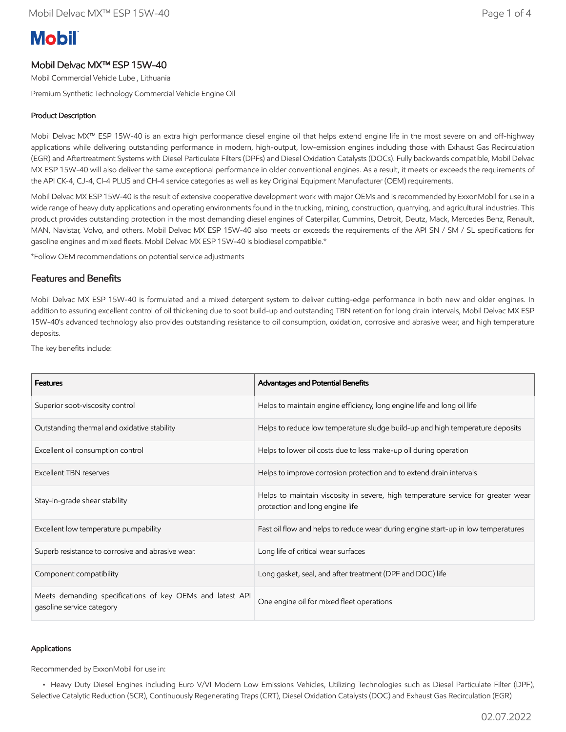Mobil

# Mobil Delvac MX™ ESP 15W-40

Mobil Commercial Vehicle Lube , Lithuania

Premium Synthetic Technology Commercial Vehicle Engine Oil

#### Product Description

Mobil Delvac MX™ ESP 15W-40 is an extra high performance diesel engine oil that helps extend engine life in the most severe on and off-highway applications while delivering outstanding performance in modern, high-output, low-emission engines including those with Exhaust Gas Recirculation (EGR) and Aftertreatment Systems with Diesel Particulate Filters (DPFs) and Diesel Oxidation Catalysts (DOCs). Fully backwards compatible, Mobil Delvac MX ESP 15W-40 will also deliver the same exceptional performance in older conventional engines. As a result, it meets or exceeds the requirements of the API CK-4, CJ-4, CI-4 PLUS and CH-4 service categories as well as key Original Equipment Manufacturer (OEM) requirements.

Mobil Delvac MX ESP 15W-40 is the result of extensive cooperative development work with major OEMs and is recommended by ExxonMobil for use in a wide range of heavy duty applications and operating environments found in the trucking, mining, construction, quarrying, and agricultural industries. This product provides outstanding protection in the most demanding diesel engines of Caterpillar, Cummins, Detroit, Deutz, Mack, Mercedes Benz, Renault, MAN, Navistar, Volvo, and others. Mobil Delvac MX ESP 15W-40 also meets or exceeds the requirements of the API SN / SM / SL specifications for gasoline engines and mixed fleets. Mobil Delvac MX ESP 15W-40 is biodiesel compatible.*

*Follow OEM recommendations on potential service adjustments

## Features and Benefits

Mobil Delvac MX ESP 15W-40 is formulated and a mixed detergent system to deliver cutting-edge performance in both new and older engines. In addition to assuring excellent control of oil thickening due to soot build-up and outstanding TBN retention for long drain intervals, Mobil Delvac MX ESP 15W-40's advanced technology also provides outstanding resistance to oil consumption, oxidation, corrosive and abrasive wear, and high temperature deposits.

The key benefits include:

| Features | Advantages and Potential Benefits |
| --- | --- |
| Superior soot-viscosity control | Helps to maintain engine efficiency, long engine life and long oil life |
| Outstanding thermal and oxidative stability | Helps to reduce low temperature sludge build-up and high temperature deposits |
| Excellent oil consumption control | Helps to lower oil costs due to less make-up oil during operation |
| Excellent TBN reserves | Helps to improve corrosion protection and to extend drain intervals |
| Stay-in-grade shear stability | Helps to maintain viscosity in severe, high temperature service for greater wear protection and long engine life |
| Excellent low temperature pumpability | Fast oil flow and helps to reduce wear during engine start-up in low temperatures |
| Superb resistance to corrosive and abrasive wear. | Long life of critical wear surfaces |
| Component compatibility | Long gasket, seal, and after treatment (DPF and DOC) life |
| Meets demanding specifications of key OEMs and latest API gasoline service category | One engine oil for mixed fleet operations |

#### Applications

Recommended by ExxonMobil for use in:

- Heavy Duty Diesel Engines including Euro V/VI Modern Low Emissions Vehicles, Utilizing Technologies such as Diesel Particulate Filter (DPF), Selective Catalytic Reduction (SCR), Continuously Regenerating Traps (CRT), Diesel Oxidation Catalysts (DOC) and Exhaust Gas Recirculation (EGR)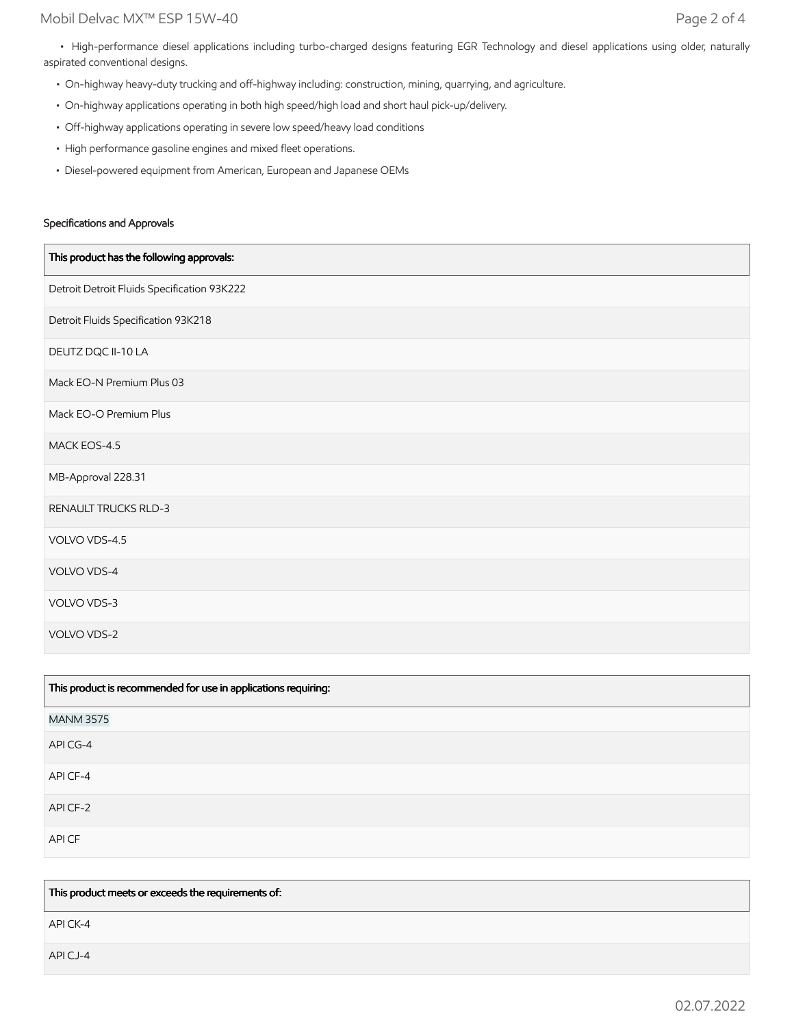- High-performance diesel applications including turbo-charged designs featuring EGR Technology and diesel applications using older, naturally aspirated conventional designs.
- On-highway heavy-duty trucking and off-highway including: construction, mining, quarrying, and agriculture.
- On-highway applications operating in both high speed/high load and short haul pick-up/delivery.
- Off-highway applications operating in severe low speed/heavy load conditions
- High performance gasoline engines and mixed fleet operations.
- Diesel-powered equipment from American, European and Japanese OEMs

### Specifications and Approvals

| This product has the following approvals: |
| --- |
| Detroit Detroit Fluids Specification 93K222 |
| Detroit Fluids Specification 93K218 |
| DEUTZ DQC II-10 LA |
| Mack EO-N Premium Plus 03 |
| Mack EO-O Premium Plus |
| MACK EOS-4.5 |
| MB-Approval 228.31 |
| RENAULT TRUCKS RLD-3 |
| VOLVO VDS-4.5 |
| VOLVO VDS-4 |
| VOLVO VDS-3 |
| VOLVO VDS-2 |

| This product is recommended for use in applications requiring: |
| --- |
| MANM 3575 |
| API CG-4 |
| API CF-4 |
| API CF-2 |
| API CF |

| This product meets or exceeds the requirements of: |
| --- |
| API CK-4 |
| API CJ-4 |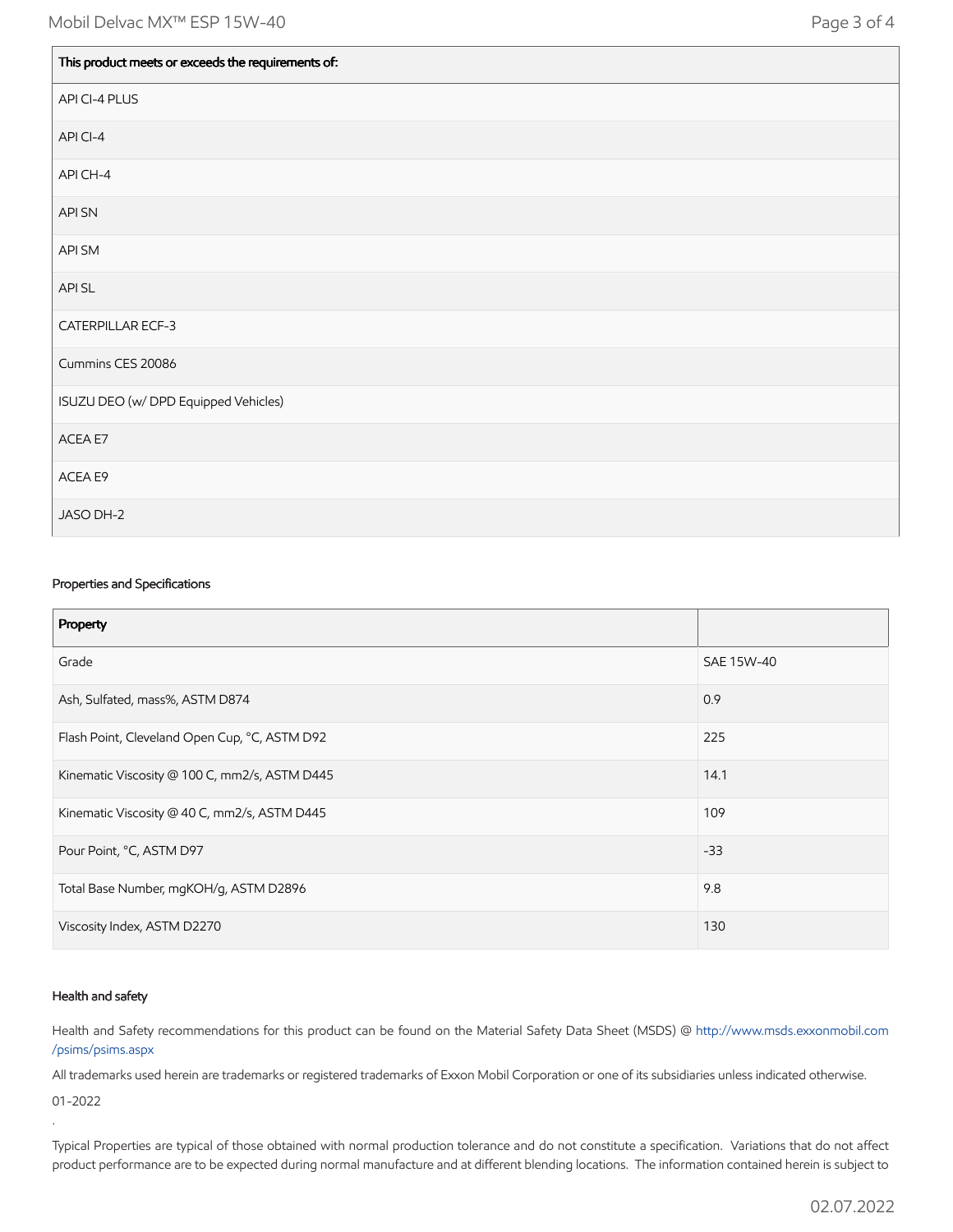| This product meets or exceeds the requirements of: |
| --- |
| API CI-4 PLUS |
| API CI-4 |
| API CH-4 |
| API SN |
| API SM |
| API SL |
| CATERPILLAR ECF-3 |
| Cummins CES 20086 |
| ISUZU DEO (w/ DPD Equipped Vehicles) |
| ACEA E7 |
| ACEA E9 |
| JASO DH-2 |

### Properties and Specifications

| Property | |
| --- | --- |
| Grade | SAE 15W-40 |
| Ash, Sulfated, mass%, ASTM D874 | 0.9 |
| Flash Point, Cleveland Open Cup, °C, ASTM D92 | 225 |
| Kinematic Viscosity @ 100 C, mm2/s, ASTM D445 | 14.1 |
| Kinematic Viscosity @ 40 C, mm2/s, ASTM D445 | 109 |
| Pour Point, °C, ASTM D97 | -33 |
| Total Base Number, mgKOH/g, ASTM D2896 | 9.8 |
| Viscosity Index, ASTM D2270 | 130 |

### Health and safety

Health and Safety recommendations for this product can be found on the Material Safety Data Sheet (MSDS) @ http://www.msds.exxonmobil.com/psims/psims.aspx

All trademarks used herein are trademarks or registered trademarks of Exxon Mobil Corporation or one of its subsidiaries unless indicated otherwise.

01-2022

.

Typical Properties are typical of those obtained with normal production tolerance and do not constitute a specification. Variations that do not affect product performance are to be expected during normal manufacture and at different blending locations. The information contained herein is subject to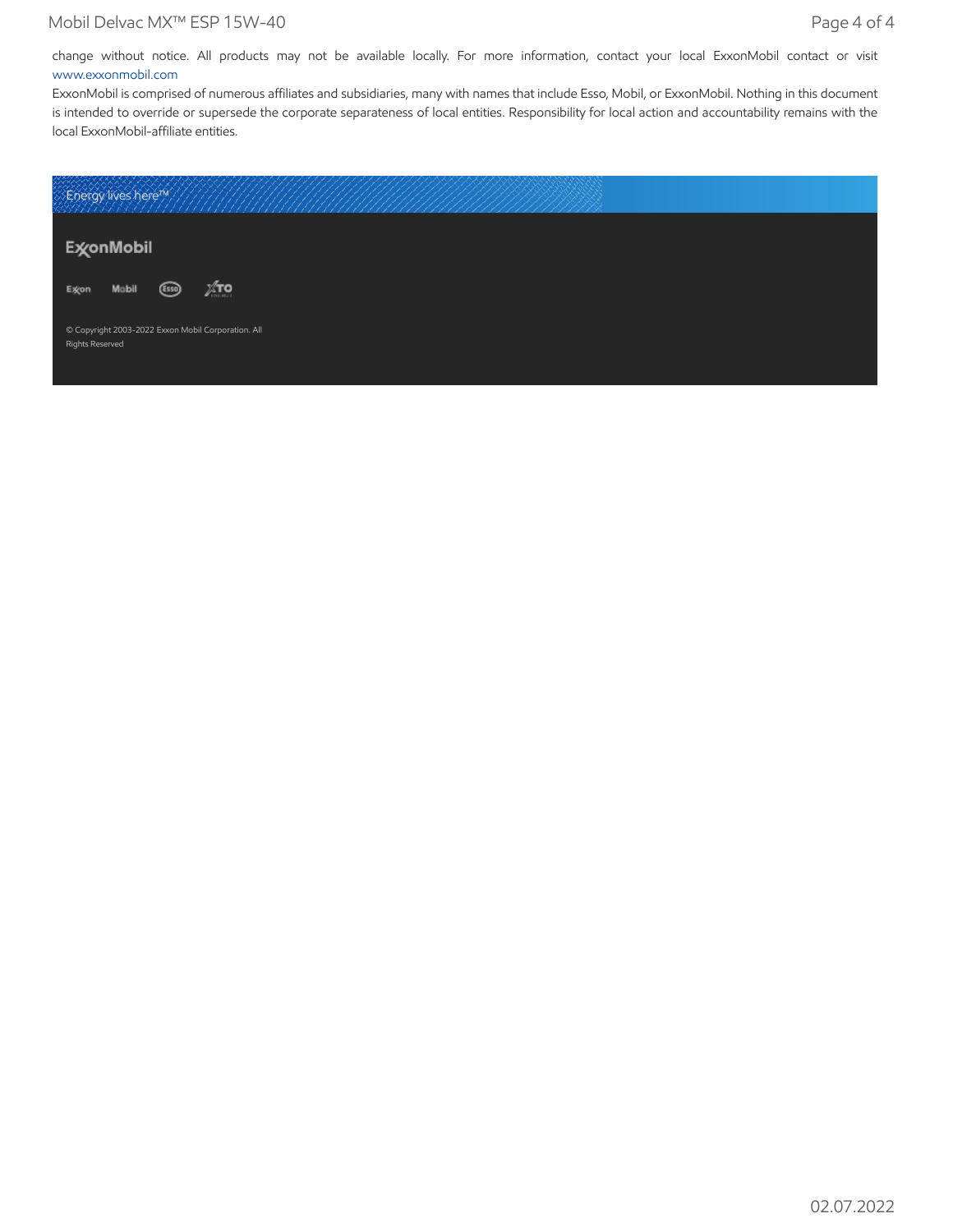change without notice. All products may not be available locally. For more information, contact your local ExxonMobil contact or visit www.exxonmobil.com

ExxonMobil is comprised of numerous affiliates and subsidiaries, many with names that include Esso, Mobil, or ExxonMobil. Nothing in this document is intended to override or supersede the corporate separateness of local entities. Responsibility for local action and accountability remains with the local ExxonMobil-affiliate entities.

Energy lives here™

ExxonMobil

Exxon Mobil Esso XTO

© Copyright 2003-2022 Exxon Mobil Corporation. All Rights Reserved

02.07.2022